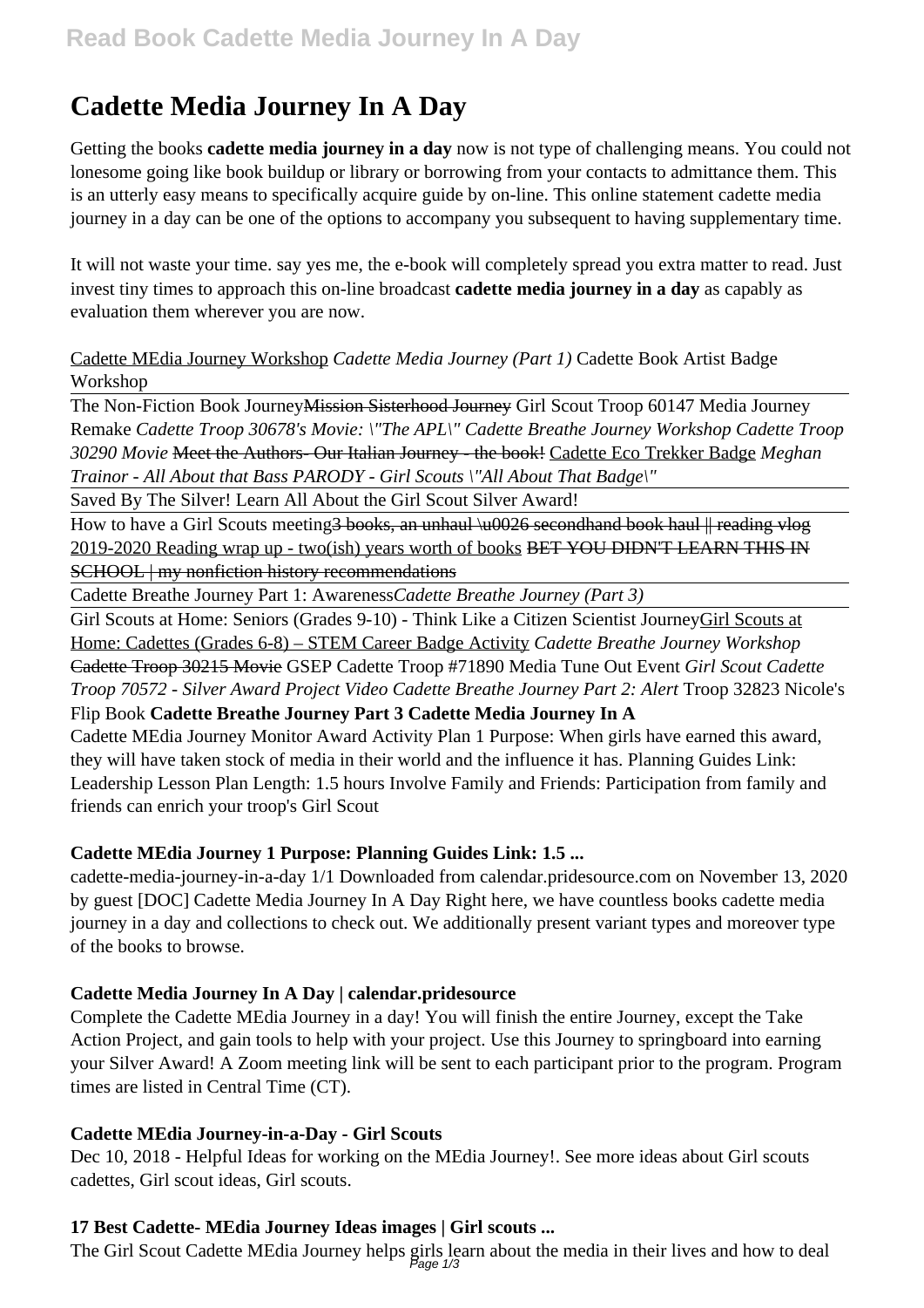# Cadette Media Journey In A Day

Getting the books **cadette media journey in a day** now is not type of challenging means. You could not lonesome going like book buildup or library or borrowing from your contacts to admittance them. This is an utterly easy means to specifically acquire guide by on-line. This online statement cadette media journey in a day can be one of the options to accompany you subsequent to having supplementary time.

It will not waste your time. say yes me, the e-book will completely spread you extra matter to read. Just invest tiny times to approach this on-line broadcast **cadette media journey in a day** as capably as evaluation them wherever you are now.

Cadette MEdia Journey Workshop *Cadette Media Journey (Part 1)* Cadette Book Artist Badge Workshop

The Non-Fiction Book Journey~~Mission Sisterhood Journey~~ Girl Scout Troop 60147 Media Journey Remake *Cadette Troop 30678's Movie: "The APL" Cadette Breathe Journey Workshop Cadette Troop 30290 Movie* ~~Meet the Authors- Our Italian Journey - the book!~~ Cadette Eco Trekker Badge *Meghan Trainor - All About that Bass PARODY - Girl Scouts "All About That Badge"*

Saved By The Silver! Learn All About the Girl Scout Silver Award!

How to have a Girl Scouts meeting~~3 books, an unhaul \u0026 secondhand book haul || reading vlog~~ 2019-2020 Reading wrap up - two(ish) years worth of books ~~BET YOU DIDN'T LEARN THIS IN SCHOOL | my nonfiction history recommendations~~

Cadette Breathe Journey Part 1: Awareness*Cadette Breathe Journey (Part 3)*

Girl Scouts at Home: Seniors (Grades 9-10) - Think Like a Citizen Scientist JourneyGirl Scouts at Home: Cadettes (Grades 6-8) – STEM Career Badge Activity *Cadette Breathe Journey Workshop* ~~Cadette Troop 30215 Movie~~ GSEP Cadette Troop #71890 Media Tune Out Event *Girl Scout Cadette Troop 70572 - Silver Award Project Video Cadette Breathe Journey Part 2: Alert* Troop 32823 Nicole's Flip Book **Cadette Breathe Journey Part 3 Cadette Media Journey In A**

Cadette MEdia Journey Monitor Award Activity Plan 1 Purpose: When girls have earned this award, they will have taken stock of media in their world and the influence it has. Planning Guides Link: Leadership Lesson Plan Length: 1.5 hours Involve Family and Friends: Participation from family and friends can enrich your troop's Girl Scout

### Cadette MEdia Journey 1 Purpose: Planning Guides Link: 1.5 ...

cadette-media-journey-in-a-day 1/1 Downloaded from calendar.pridesource.com on November 13, 2020 by guest [DOC] Cadette Media Journey In A Day Right here, we have countless books cadette media journey in a day and collections to check out. We additionally present variant types and moreover type of the books to browse.

### Cadette Media Journey In A Day | calendar.pridesource

Complete the Cadette MEdia Journey in a day! You will finish the entire Journey, except the Take Action Project, and gain tools to help with your project. Use this Journey to springboard into earning your Silver Award! A Zoom meeting link will be sent to each participant prior to the program. Program times are listed in Central Time (CT).

### Cadette MEdia Journey-in-a-Day - Girl Scouts

Dec 10, 2018 - Helpful Ideas for working on the MEdia Journey!. See more ideas about Girl scouts cadettes, Girl scout ideas, Girl scouts.

### 17 Best Cadette- MEdia Journey Ideas images | Girl scouts ...

The Girl Scout Cadette MEdia Journey helps girls learn about the media in their lives and how to deal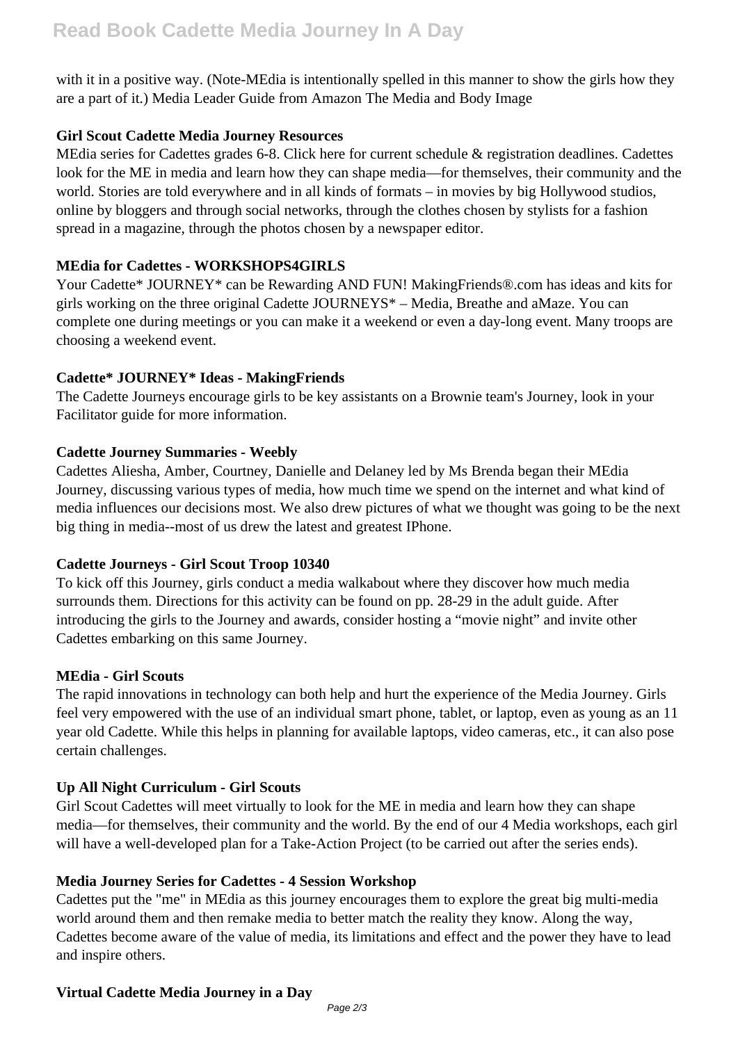with it in a positive way. (Note-MEdia is intentionally spelled in this manner to show the girls how they are a part of it.) Media Leader Guide from Amazon The Media and Body Image

**Girl Scout Cadette Media Journey Resources**

MEdia series for Cadettes grades 6-8. Click here for current schedule & registration deadlines. Cadettes look for the ME in media and learn how they can shape media—for themselves, their community and the world. Stories are told everywhere and in all kinds of formats – in movies by big Hollywood studios, online by bloggers and through social networks, through the clothes chosen by stylists for a fashion spread in a magazine, through the photos chosen by a newspaper editor.

**MEdia for Cadettes - WORKSHOPS4GIRLS**

Your Cadette* JOURNEY* can be Rewarding AND FUN! MakingFriends®.com has ideas and kits for girls working on the three original Cadette JOURNEYS* – Media, Breathe and aMaze. You can complete one during meetings or you can make it a weekend or even a day-long event. Many troops are choosing a weekend event.

**Cadette* JOURNEY* Ideas - MakingFriends**

The Cadette Journeys encourage girls to be key assistants on a Brownie team's Journey, look in your Facilitator guide for more information.

**Cadette Journey Summaries - Weebly**

Cadettes Aliesha, Amber, Courtney, Danielle and Delaney led by Ms Brenda began their MEdia Journey, discussing various types of media, how much time we spend on the internet and what kind of media influences our decisions most. We also drew pictures of what we thought was going to be the next big thing in media--most of us drew the latest and greatest IPhone.

**Cadette Journeys - Girl Scout Troop 10340**

To kick off this Journey, girls conduct a media walkabout where they discover how much media surrounds them. Directions for this activity can be found on pp. 28-29 in the adult guide. After introducing the girls to the Journey and awards, consider hosting a "movie night" and invite other Cadettes embarking on this same Journey.

**MEdia - Girl Scouts**

The rapid innovations in technology can both help and hurt the experience of the Media Journey. Girls feel very empowered with the use of an individual smart phone, tablet, or laptop, even as young as an 11 year old Cadette. While this helps in planning for available laptops, video cameras, etc., it can also pose certain challenges.

**Up All Night Curriculum - Girl Scouts**

Girl Scout Cadettes will meet virtually to look for the ME in media and learn how they can shape media—for themselves, their community and the world. By the end of our 4 Media workshops, each girl will have a well-developed plan for a Take-Action Project (to be carried out after the series ends).

**Media Journey Series for Cadettes - 4 Session Workshop**

Cadettes put the "me" in MEdia as this journey encourages them to explore the great big multi-media world around them and then remake media to better match the reality they know. Along the way, Cadettes become aware of the value of media, its limitations and effect and the power they have to lead and inspire others.

**Virtual Cadette Media Journey in a Day**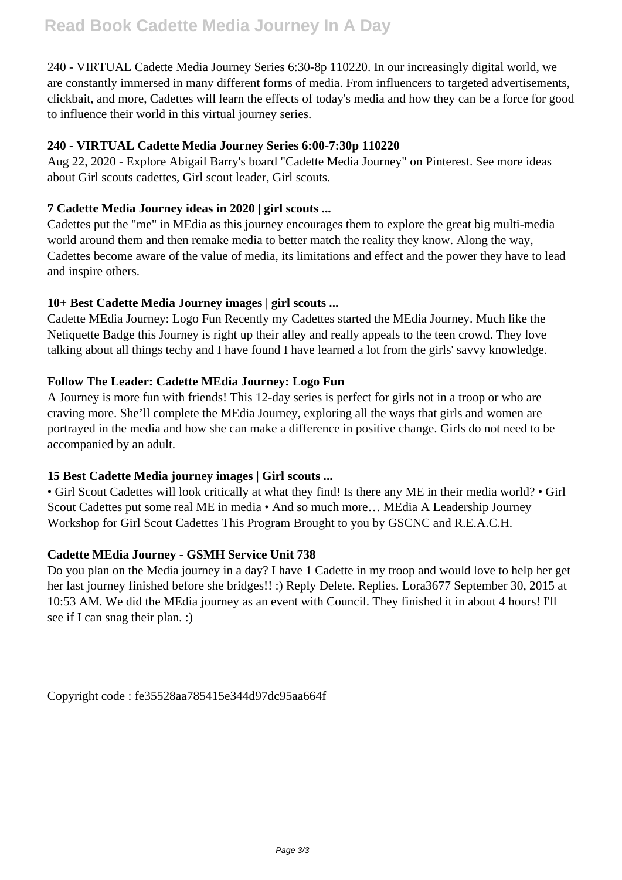240 - VIRTUAL Cadette Media Journey Series 6:30-8p 110220. In our increasingly digital world, we are constantly immersed in many different forms of media. From influencers to targeted advertisements, clickbait, and more, Cadettes will learn the effects of today's media and how they can be a force for good to influence their world in this virtual journey series.

**240 - VIRTUAL Cadette Media Journey Series 6:00-7:30p 110220**

Aug 22, 2020 - Explore Abigail Barry's board "Cadette Media Journey" on Pinterest. See more ideas about Girl scouts cadettes, Girl scout leader, Girl scouts.

**7 Cadette Media Journey ideas in 2020 | girl scouts ...**

Cadettes put the "me" in MEdia as this journey encourages them to explore the great big multi-media world around them and then remake media to better match the reality they know. Along the way, Cadettes become aware of the value of media, its limitations and effect and the power they have to lead and inspire others.

**10+ Best Cadette Media Journey images | girl scouts ...**

Cadette MEdia Journey: Logo Fun Recently my Cadettes started the MEdia Journey. Much like the Netiquette Badge this Journey is right up their alley and really appeals to the teen crowd. They love talking about all things techy and I have found I have learned a lot from the girls' savvy knowledge.

**Follow The Leader: Cadette MEdia Journey: Logo Fun**

A Journey is more fun with friends! This 12-day series is perfect for girls not in a troop or who are craving more. She'll complete the MEdia Journey, exploring all the ways that girls and women are portrayed in the media and how she can make a difference in positive change. Girls do not need to be accompanied by an adult.

**15 Best Cadette Media journey images | Girl scouts ...**

• Girl Scout Cadettes will look critically at what they find! Is there any ME in their media world? • Girl Scout Cadettes put some real ME in media • And so much more… MEdia A Leadership Journey Workshop for Girl Scout Cadettes This Program Brought to you by GSCNC and R.E.A.C.H.

**Cadette MEdia Journey - GSMH Service Unit 738**

Do you plan on the Media journey in a day? I have 1 Cadette in my troop and would love to help her get her last journey finished before she bridges!! :) Reply Delete. Replies. Lora3677 September 30, 2015 at 10:53 AM. We did the MEdia journey as an event with Council. They finished it in about 4 hours! I'll see if I can snag their plan. :)

Copyright code : fe35528aa785415e344d97dc95aa664f